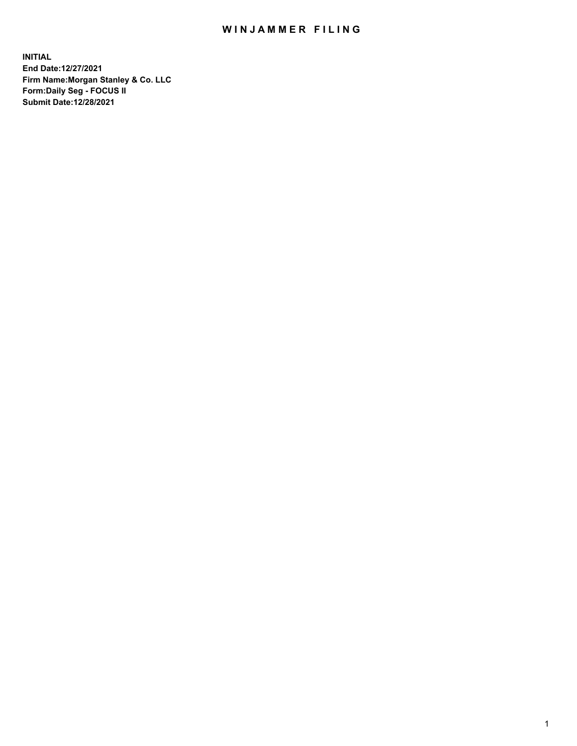# WINJAMMER FILING

**INITIAL**
**End Date:12/27/2021**
**Firm Name:Morgan Stanley & Co. LLC**
**Form:Daily Seg - FOCUS II**
**Submit Date:12/28/2021**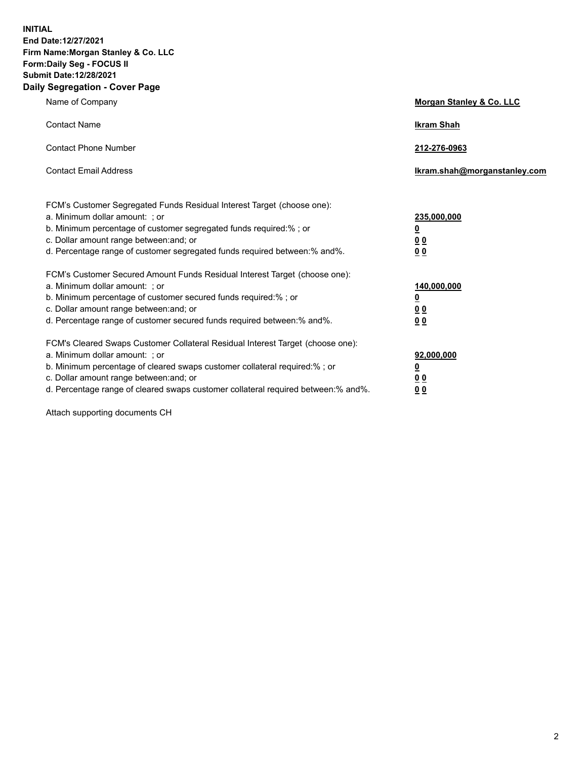**INITIAL**
**End Date:12/27/2021**
**Firm Name:Morgan Stanley & Co. LLC**
**Form:Daily Seg - FOCUS II**
**Submit Date:12/28/2021**
**Daily Segregation - Cover Page**

| | |
|---|---|
| Name of Company | **Morgan Stanley & Co. LLC** |
| Contact Name | **Ikram Shah** |
| Contact Phone Number | **212-276-0963** |
| Contact Email Address | **Ikram.shah@morganstanley.com** |

FCM's Customer Segregated Funds Residual Interest Target (choose one):

| | |
|---|---|
| a. Minimum dollar amount: ; or | **235,000,000** |
| b. Minimum percentage of customer segregated funds required:% ; or | **0** |
| c. Dollar amount range between:and; or | **0 0** |
| d. Percentage range of customer segregated funds required between:% and%. | **0 0** |

FCM's Customer Secured Amount Funds Residual Interest Target (choose one):

| | |
|---|---|
| a. Minimum dollar amount: ; or | **140,000,000** |
| b. Minimum percentage of customer secured funds required:% ; or | **0** |
| c. Dollar amount range between:and; or | **0 0** |
| d. Percentage range of customer secured funds required between:% and%. | **0 0** |

FCM's Cleared Swaps Customer Collateral Residual Interest Target (choose one):

| | |
|---|---|
| a. Minimum dollar amount: ; or | **92,000,000** |
| b. Minimum percentage of cleared swaps customer collateral required:% ; or | **0** |
| c. Dollar amount range between:and; or | **0 0** |
| d. Percentage range of cleared swaps customer collateral required between:% and%. | **0 0** |

Attach supporting documents CH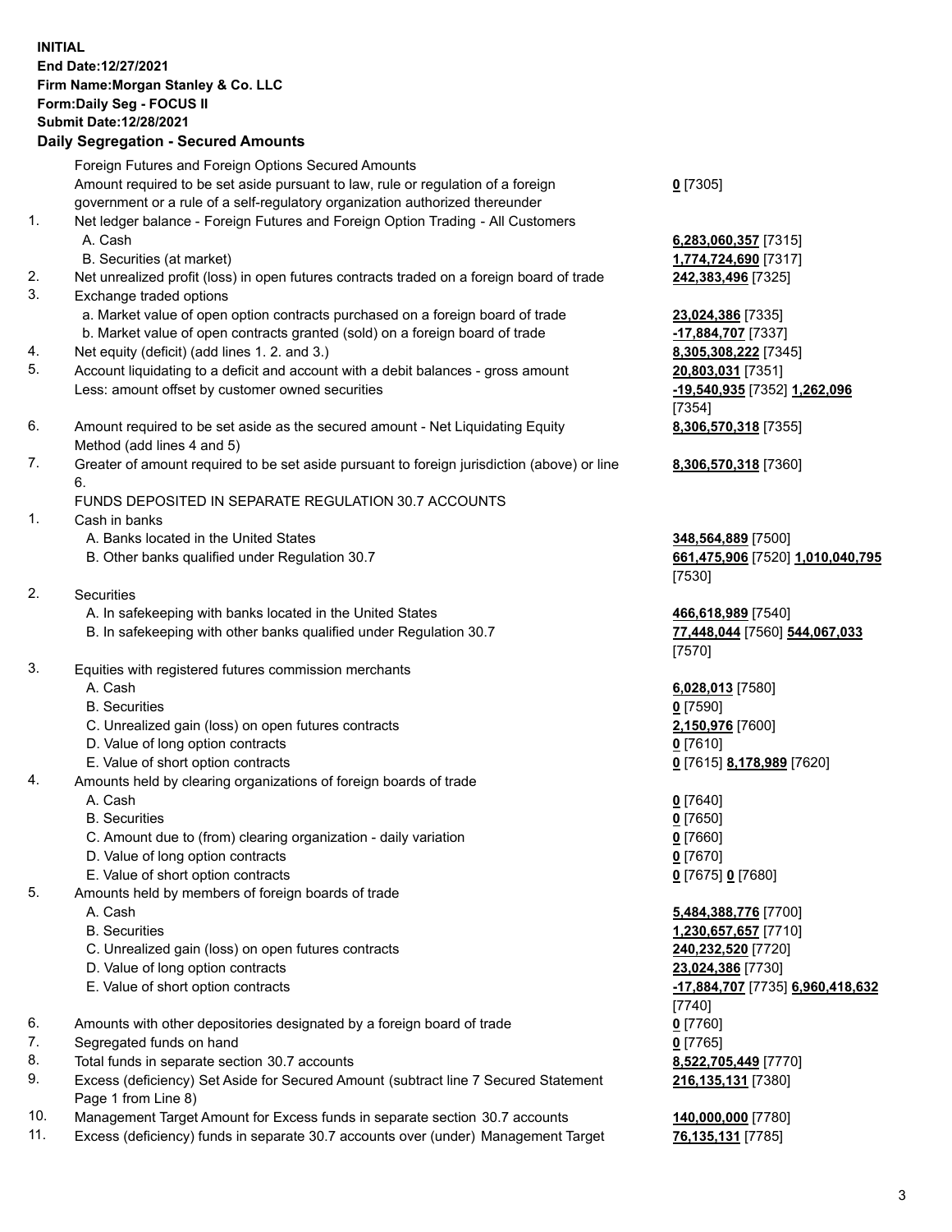**INITIAL**
**End Date:12/27/2021**
**Firm Name:Morgan Stanley & Co. LLC**
**Form:Daily Seg - FOCUS II**
**Submit Date:12/28/2021**

## Daily Segregation - Secured Amounts

| | | |
|---|---|---|
| | Foreign Futures and Foreign Options Secured Amounts | |
| | Amount required to be set aside pursuant to law, rule or regulation of a foreign government or a rule of a self-regulatory organization authorized thereunder | **0** [7305] |
| 1. | Net ledger balance - Foreign Futures and Foreign Option Trading - All Customers | |
| | A. Cash | **6,283,060,357** [7315] |
| | B. Securities (at market) | **1,774,724,690** [7317] |
| 2. | Net unrealized profit (loss) in open futures contracts traded on a foreign board of trade | **242,383,496** [7325] |
| 3. | Exchange traded options | |
| | a. Market value of open option contracts purchased on a foreign board of trade | **23,024,386** [7335] |
| | b. Market value of open contracts granted (sold) on a foreign board of trade | **-17,884,707** [7337] |
| 4. | Net equity (deficit) (add lines 1. 2. and 3.) | **8,305,308,222** [7345] |
| 5. | Account liquidating to a deficit and account with a debit balances - gross amount | **20,803,031** [7351] |
| | Less: amount offset by customer owned securities | **-19,540,935** [7352] **1,262,096** [7354] |
| 6. | Amount required to be set aside as the secured amount - Net Liquidating Equity Method (add lines 4 and 5) | **8,306,570,318** [7355] |
| 7. | Greater of amount required to be set aside pursuant to foreign jurisdiction (above) or line 6. | **8,306,570,318** [7360] |
| | FUNDS DEPOSITED IN SEPARATE REGULATION 30.7 ACCOUNTS | |
| 1. | Cash in banks | |
| | A. Banks located in the United States | **348,564,889** [7500] |
| | B. Other banks qualified under Regulation 30.7 | **661,475,906** [7520] **1,010,040,795** [7530] |
| 2. | Securities | |
| | A. In safekeeping with banks located in the United States | **466,618,989** [7540] |
| | B. In safekeeping with other banks qualified under Regulation 30.7 | **77,448,044** [7560] **544,067,033** [7570] |
| 3. | Equities with registered futures commission merchants | |
| | A. Cash | **6,028,013** [7580] |
| | B. Securities | **0** [7590] |
| | C. Unrealized gain (loss) on open futures contracts | **2,150,976** [7600] |
| | D. Value of long option contracts | **0** [7610] |
| | E. Value of short option contracts | **0** [7615] **8,178,989** [7620] |
| 4. | Amounts held by clearing organizations of foreign boards of trade | |
| | A. Cash | **0** [7640] |
| | B. Securities | **0** [7650] |
| | C. Amount due to (from) clearing organization - daily variation | **0** [7660] |
| | D. Value of long option contracts | **0** [7670] |
| | E. Value of short option contracts | **0** [7675] **0** [7680] |
| 5. | Amounts held by members of foreign boards of trade | |
| | A. Cash | **5,484,388,776** [7700] |
| | B. Securities | **1,230,657,657** [7710] |
| | C. Unrealized gain (loss) on open futures contracts | **240,232,520** [7720] |
| | D. Value of long option contracts | **23,024,386** [7730] |
| | E. Value of short option contracts | **-17,884,707** [7735] **6,960,418,632** [7740] |
| 6. | Amounts with other depositories designated by a foreign board of trade | **0** [7760] |
| 7. | Segregated funds on hand | **0** [7765] |
| 8. | Total funds in separate section 30.7 accounts | **8,522,705,449** [7770] |
| 9. | Excess (deficiency) Set Aside for Secured Amount (subtract line 7 Secured Statement Page 1 from Line 8) | **216,135,131** [7380] |
| 10. | Management Target Amount for Excess funds in separate section 30.7 accounts | **140,000,000** [7780] |
| 11. | Excess (deficiency) funds in separate 30.7 accounts over (under) Management Target | **76,135,131** [7785] |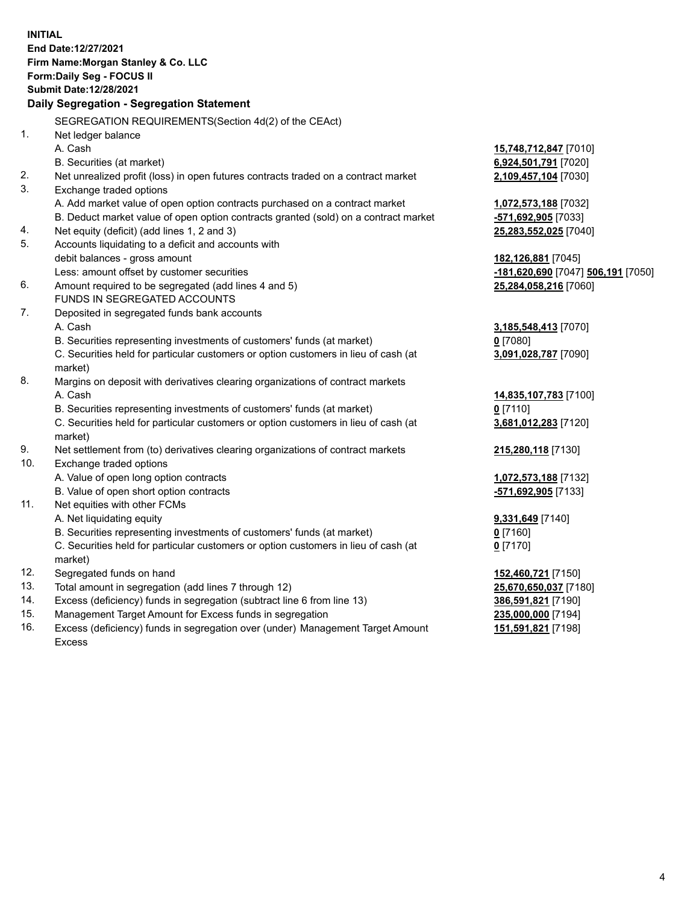**INITIAL**
**End Date:12/27/2021**
**Firm Name:Morgan Stanley & Co. LLC**
**Form:Daily Seg - FOCUS II**
**Submit Date:12/28/2021**

**Daily Segregation - Segregation Statement**

SEGREGATION REQUIREMENTS(Section 4d(2) of the CEAct)

| | | |
|---|---|---|
| 1. | Net ledger balance | |
| | A. Cash | **15,748,712,847** [7010] |
| | B. Securities (at market) | **6,924,501,791** [7020] |
| 2. | Net unrealized profit (loss) in open futures contracts traded on a contract market | **2,109,457,104** [7030] |
| 3. | Exchange traded options | |
| | A. Add market value of open option contracts purchased on a contract market | **1,072,573,188** [7032] |
| | B. Deduct market value of open option contracts granted (sold) on a contract market | **-571,692,905** [7033] |
| 4. | Net equity (deficit) (add lines 1, 2 and 3) | **25,283,552,025** [7040] |
| 5. | Accounts liquidating to a deficit and accounts with | |
| | debit balances - gross amount | **182,126,881** [7045] |
| | Less: amount offset by customer securities | **-181,620,690** [7047] **506,191** [7050] |
| 6. | Amount required to be segregated (add lines 4 and 5) | **25,284,058,216** [7060] |
| | FUNDS IN SEGREGATED ACCOUNTS | |
| 7. | Deposited in segregated funds bank accounts | |
| | A. Cash | **3,185,548,413** [7070] |
| | B. Securities representing investments of customers' funds (at market) | **0** [7080] |
| | C. Securities held for particular customers or option customers in lieu of cash (at market) | **3,091,028,787** [7090] |
| 8. | Margins on deposit with derivatives clearing organizations of contract markets | |
| | A. Cash | **14,835,107,783** [7100] |
| | B. Securities representing investments of customers' funds (at market) | **0** [7110] |
| | C. Securities held for particular customers or option customers in lieu of cash (at market) | **3,681,012,283** [7120] |
| 9. | Net settlement from (to) derivatives clearing organizations of contract markets | **215,280,118** [7130] |
| 10. | Exchange traded options | |
| | A. Value of open long option contracts | **1,072,573,188** [7132] |
| | B. Value of open short option contracts | **-571,692,905** [7133] |
| 11. | Net equities with other FCMs | |
| | A. Net liquidating equity | **9,331,649** [7140] |
| | B. Securities representing investments of customers' funds (at market) | **0** [7160] |
| | C. Securities held for particular customers or option customers in lieu of cash (at market) | **0** [7170] |
| 12. | Segregated funds on hand | **152,460,721** [7150] |
| 13. | Total amount in segregation (add lines 7 through 12) | **25,670,650,037** [7180] |
| 14. | Excess (deficiency) funds in segregation (subtract line 6 from line 13) | **386,591,821** [7190] |
| 15. | Management Target Amount for Excess funds in segregation | **235,000,000** [7194] |
| 16. | Excess (deficiency) funds in segregation over (under) Management Target Amount Excess | **151,591,821** [7198] |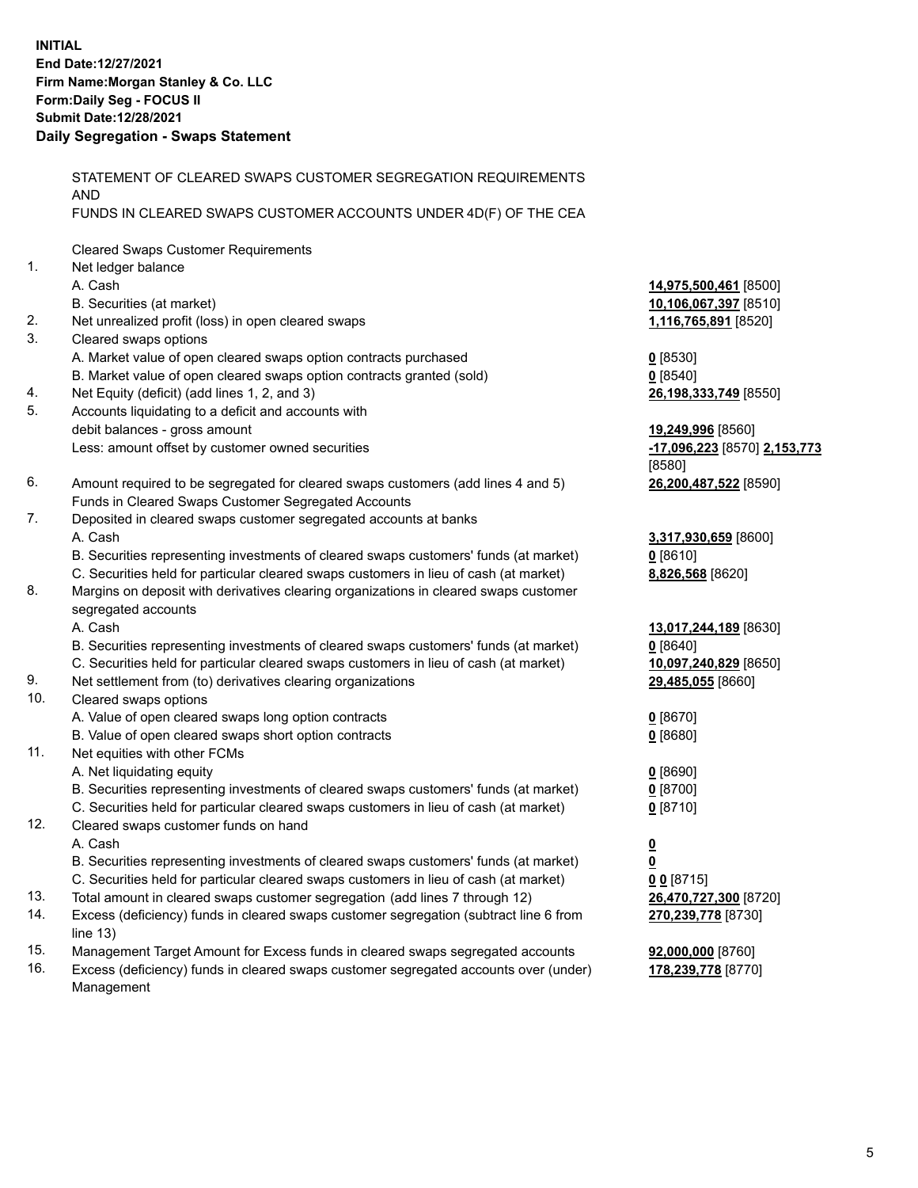**INITIAL**
**End Date:12/27/2021**
**Firm Name:Morgan Stanley & Co. LLC**
**Form:Daily Seg - FOCUS II**
**Submit Date:12/28/2021**
**Daily Segregation - Swaps Statement**

STATEMENT OF CLEARED SWAPS CUSTOMER SEGREGATION REQUIREMENTS AND
FUNDS IN CLEARED SWAPS CUSTOMER ACCOUNTS UNDER 4D(F) OF THE CEA

| | | |
|---|---|---|
| | Cleared Swaps Customer Requirements | |
| 1. | Net ledger balance | |
| | A. Cash | **14,975,500,461** [8500] |
| | B. Securities (at market) | **10,106,067,397** [8510] |
| 2. | Net unrealized profit (loss) in open cleared swaps | **1,116,765,891** [8520] |
| 3. | Cleared swaps options | |
| | A. Market value of open cleared swaps option contracts purchased | **0** [8530] |
| | B. Market value of open cleared swaps option contracts granted (sold) | **0** [8540] |
| 4. | Net Equity (deficit) (add lines 1, 2, and 3) | **26,198,333,749** [8550] |
| 5. | Accounts liquidating to a deficit and accounts with | |
| | debit balances - gross amount | **19,249,996** [8560] |
| | Less: amount offset by customer owned securities | **-17,096,223** [8570] **2,153,773** [8580] |
| 6. | Amount required to be segregated for cleared swaps customers (add lines 4 and 5) | **26,200,487,522** [8590] |
| | Funds in Cleared Swaps Customer Segregated Accounts | |
| 7. | Deposited in cleared swaps customer segregated accounts at banks | |
| | A. Cash | **3,317,930,659** [8600] |
| | B. Securities representing investments of cleared swaps customers' funds (at market) | **0** [8610] |
| | C. Securities held for particular cleared swaps customers in lieu of cash (at market) | **8,826,568** [8620] |
| 8. | Margins on deposit with derivatives clearing organizations in cleared swaps customer segregated accounts | |
| | A. Cash | **13,017,244,189** [8630] |
| | B. Securities representing investments of cleared swaps customers' funds (at market) | **0** [8640] |
| | C. Securities held for particular cleared swaps customers in lieu of cash (at market) | **10,097,240,829** [8650] |
| 9. | Net settlement from (to) derivatives clearing organizations | **29,485,055** [8660] |
| 10. | Cleared swaps options | |
| | A. Value of open cleared swaps long option contracts | **0** [8670] |
| | B. Value of open cleared swaps short option contracts | **0** [8680] |
| 11. | Net equities with other FCMs | |
| | A. Net liquidating equity | **0** [8690] |
| | B. Securities representing investments of cleared swaps customers' funds (at market) | **0** [8700] |
| | C. Securities held for particular cleared swaps customers in lieu of cash (at market) | **0** [8710] |
| 12. | Cleared swaps customer funds on hand | |
| | A. Cash | **0** |
| | B. Securities representing investments of cleared swaps customers' funds (at market) | **0** |
| | C. Securities held for particular cleared swaps customers in lieu of cash (at market) | **0** **0** [8715] |
| 13. | Total amount in cleared swaps customer segregation (add lines 7 through 12) | **26,470,727,300** [8720] |
| 14. | Excess (deficiency) funds in cleared swaps customer segregation (subtract line 6 from line 13) | **270,239,778** [8730] |
| 15. | Management Target Amount for Excess funds in cleared swaps segregated accounts | **92,000,000** [8760] |
| 16. | Excess (deficiency) funds in cleared swaps customer segregated accounts over (under) Management | **178,239,778** [8770] |